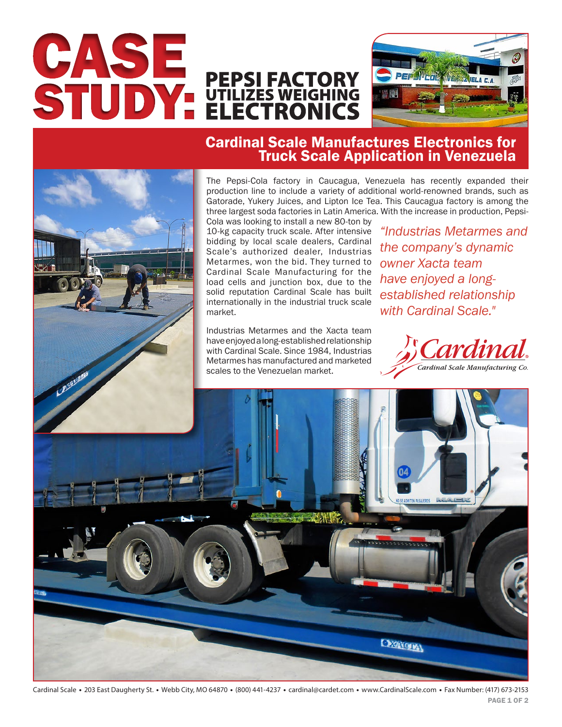# CASE STUDY: PEPSI FACTORY UTILIZES WEIGHING ELECTRONICS

## Cardinal Scale Manufactures Electronics for Truck Scale Application in Venezuela

The Pepsi-Cola factory in Caucagua, Venezuela has recently expanded their production line to include a variety of additional world-renowned brands, such as Gatorade, Yukery Juices, and Lipton Ice Tea. This Caucagua factory is among the three largest soda factories in Latin America. With the increase in production, Pepsi-Cola was looking to install a new 80-ton by 10-kg capacity truck scale. After intensive bidding by local scale dealers, Cardinal Scale's authorized dealer, Industrias Metarmes, won the bid. They turned to Cardinal Scale Manufacturing for the load cells and junction box, due to the solid reputation Cardinal Scale has built internationally in the industrial truck scale market.

*"Industrias Metarmes and the company's dynamic owner Xacta team have enjoyed a long-established relationship with Cardinal Scale."*

Industrias Metarmes and the Xacta team have enjoyed a long-established relationship with Cardinal Scale. Since 1984, Industrias Metarmes has manufactured and marketed scales to the Venezuelan market.

Cardinal Scale • 203 East Daugherty St. • Webb City, MO 64870 • (800) 441-4237 • cardinal@cardet.com • www.CardinalScale.com • Fax Number: (417) 673-2153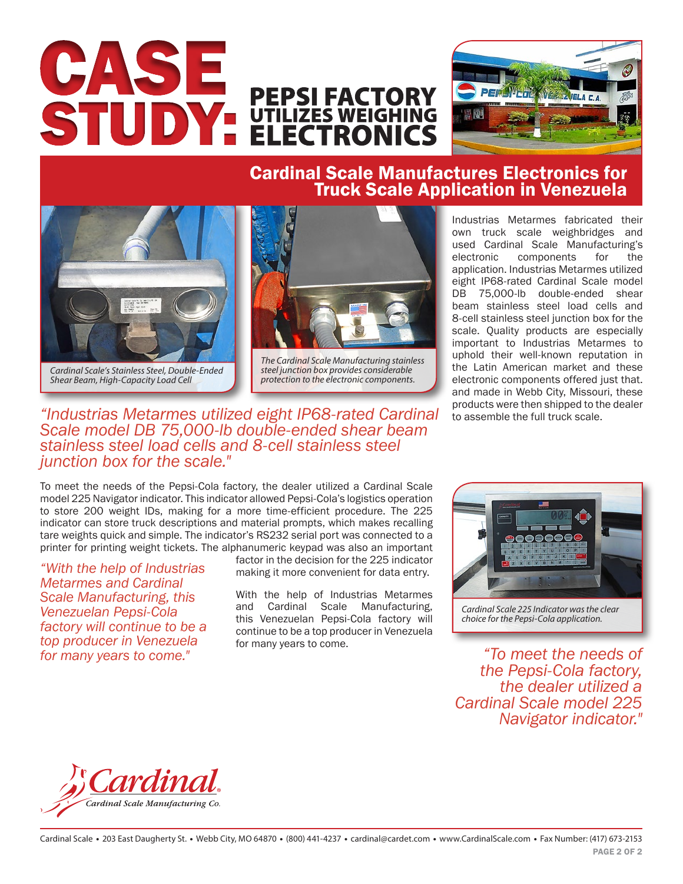# CASE STUDY: PEPSI FACTORY UTILIZES WEIGHING ELECTRONICS

## Cardinal Scale Manufactures Electronics for Truck Scale Application in Venezuela

Cardinal Scale's Stainless Steel, Double-Ended Shear Beam, High-Capacity Load Cell

The Cardinal Scale Manufacturing stainless steel junction box provides considerable protection to the electronic components.

Industrias Metarmes fabricated their own truck scale weighbridges and used Cardinal Scale Manufacturing's electronic components for the application. Industrias Metarmes utilized eight IP68-rated Cardinal Scale model DB 75,000-lb double-ended shear beam stainless steel load cells and 8-cell stainless steel junction box for the scale. Quality products are especially important to Industrias Metarmes to uphold their well-known reputation in the Latin American market and these electronic components offered just that. and made in Webb City, Missouri, these products were then shipped to the dealer to assemble the full truck scale.

*"Industrias Metarmes utilized eight IP68-rated Cardinal Scale model DB 75,000-lb double-ended shear beam stainless steel load cells and 8-cell stainless steel junction box for the scale."*

To meet the needs of the Pepsi-Cola factory, the dealer utilized a Cardinal Scale model 225 Navigator indicator. This indicator allowed Pepsi-Cola's logistics operation to store 200 weight IDs, making for a more time-efficient procedure. The 225 indicator can store truck descriptions and material prompts, which makes recalling tare weights quick and simple. The indicator's RS232 serial port was connected to a printer for printing weight tickets. The alphanumeric keypad was also an important factor in the decision for the 225 indicator making it more convenient for data entry.

*"With the help of Industrias Metarmes and Cardinal Scale Manufacturing, this Venezuelan Pepsi-Cola factory will continue to be a top producer in Venezuela for many years to come."*

With the help of Industrias Metarmes and Cardinal Scale Manufacturing, this Venezuelan Pepsi-Cola factory will continue to be a top producer in Venezuela for many years to come.

Cardinal Scale 225 Indicator was the clear choice for the Pepsi-Cola application.

*"To meet the needs of the Pepsi-Cola factory, the dealer utilized a Cardinal Scale model 225 Navigator indicator."*

Cardinal® Cardinal Scale Manufacturing Co.

Cardinal Scale • 203 East Daugherty St. • Webb City, MO 64870 • (800) 441-4237 • cardinal@cardet.com • www.CardinalScale.com • Fax Number: (417) 673-2153